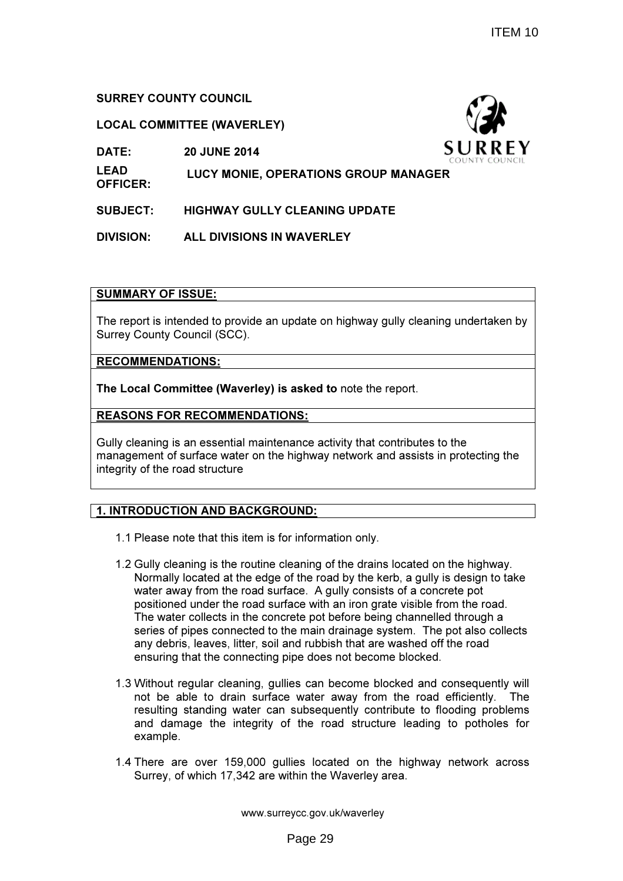ITEM 10

**SURREY COUNTY COUNCIL**

**LOCAL COMMITTEE (WAVERLEY)**

**DATE:** **20 JUNE 2014**

**LEAD OFFICER:** **LUCY MONIE, OPERATIONS GROUP MANAGER**

**SUBJECT:** **HIGHWAY GULLY CLEANING UPDATE**

**DIVISION:** **ALL DIVISIONS IN WAVERLEY**

## SUMMARY OF ISSUE:

The report is intended to provide an update on highway gully cleaning undertaken by Surrey County Council (SCC).

## RECOMMENDATIONS:

**The Local Committee (Waverley) is asked to** note the report.

## REASONS FOR RECOMMENDATIONS:

Gully cleaning is an essential maintenance activity that contributes to the management of surface water on the highway network and assists in protecting the integrity of the road structure

## 1. INTRODUCTION AND BACKGROUND:

1.1 Please note that this item is for information only.

1.2 Gully cleaning is the routine cleaning of the drains located on the highway. Normally located at the edge of the road by the kerb, a gully is design to take water away from the road surface. A gully consists of a concrete pot positioned under the road surface with an iron grate visible from the road. The water collects in the concrete pot before being channelled through a series of pipes connected to the main drainage system. The pot also collects any debris, leaves, litter, soil and rubbish that are washed off the road ensuring that the connecting pipe does not become blocked.

1.3 Without regular cleaning, gullies can become blocked and consequently will not be able to drain surface water away from the road efficiently. The resulting standing water can subsequently contribute to flooding problems and damage the integrity of the road structure leading to potholes for example.

1.4 There are over 159,000 gullies located on the highway network across Surrey, of which 17,342 are within the Waverley area.

www.surreycc.gov.uk/waverley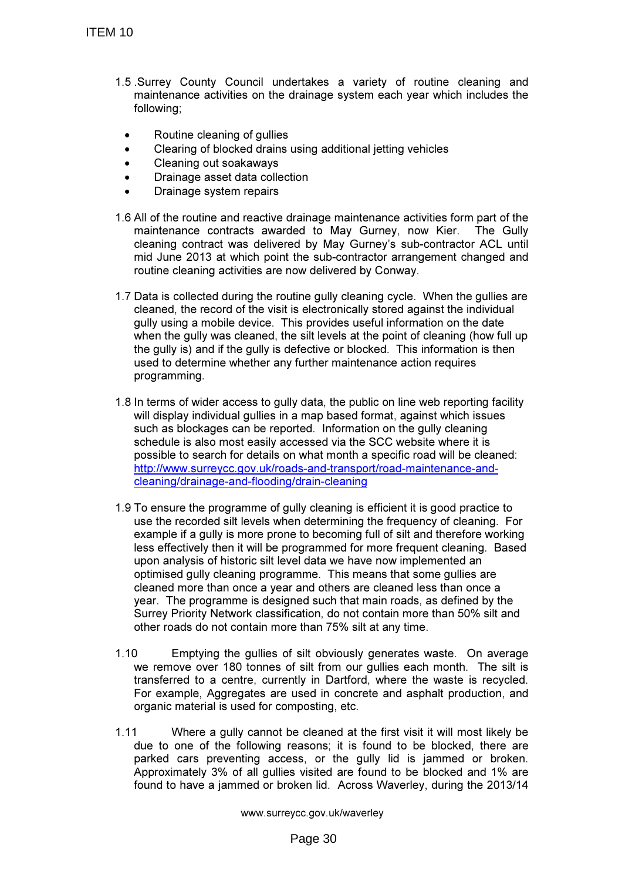1.5 .Surrey County Council undertakes a variety of routine cleaning and maintenance activities on the drainage system each year which includes the following;

- Routine cleaning of gullies
- Clearing of blocked drains using additional jetting vehicles
- Cleaning out soakaways
- Drainage asset data collection
- Drainage system repairs

1.6 All of the routine and reactive drainage maintenance activities form part of the maintenance contracts awarded to May Gurney, now Kier. The Gully cleaning contract was delivered by May Gurney's sub-contractor ACL until mid June 2013 at which point the sub-contractor arrangement changed and routine cleaning activities are now delivered by Conway.

1.7 Data is collected during the routine gully cleaning cycle. When the gullies are cleaned, the record of the visit is electronically stored against the individual gully using a mobile device. This provides useful information on the date when the gully was cleaned, the silt levels at the point of cleaning (how full up the gully is) and if the gully is defective or blocked. This information is then used to determine whether any further maintenance action requires programming.

1.8 In terms of wider access to gully data, the public on line web reporting facility will display individual gullies in a map based format, against which issues such as blockages can be reported. Information on the gully cleaning schedule is also most easily accessed via the SCC website where it is possible to search for details on what month a specific road will be cleaned: [http://www.surreycc.gov.uk/roads-and-transport/road-maintenance-and-cleaning/drainage-and-flooding/drain-cleaning](http://www.surreycc.gov.uk/roads-and-transport/road-maintenance-and-cleaning/drainage-and-flooding/drain-cleaning)

1.9 To ensure the programme of gully cleaning is efficient it is good practice to use the recorded silt levels when determining the frequency of cleaning. For example if a gully is more prone to becoming full of silt and therefore working less effectively then it will be programmed for more frequent cleaning. Based upon analysis of historic silt level data we have now implemented an optimised gully cleaning programme. This means that some gullies are cleaned more than once a year and others are cleaned less than once a year. The programme is designed such that main roads, as defined by the Surrey Priority Network classification, do not contain more than 50% silt and other roads do not contain more than 75% silt at any time.

1.10 Emptying the gullies of silt obviously generates waste. On average we remove over 180 tonnes of silt from our gullies each month. The silt is transferred to a centre, currently in Dartford, where the waste is recycled. For example, Aggregates are used in concrete and asphalt production, and organic material is used for composting, etc.

1.11 Where a gully cannot be cleaned at the first visit it will most likely be due to one of the following reasons; it is found to be blocked, there are parked cars preventing access, or the gully lid is jammed or broken. Approximately 3% of all gullies visited are found to be blocked and 1% are found to have a jammed or broken lid. Across Waverley, during the 2013/14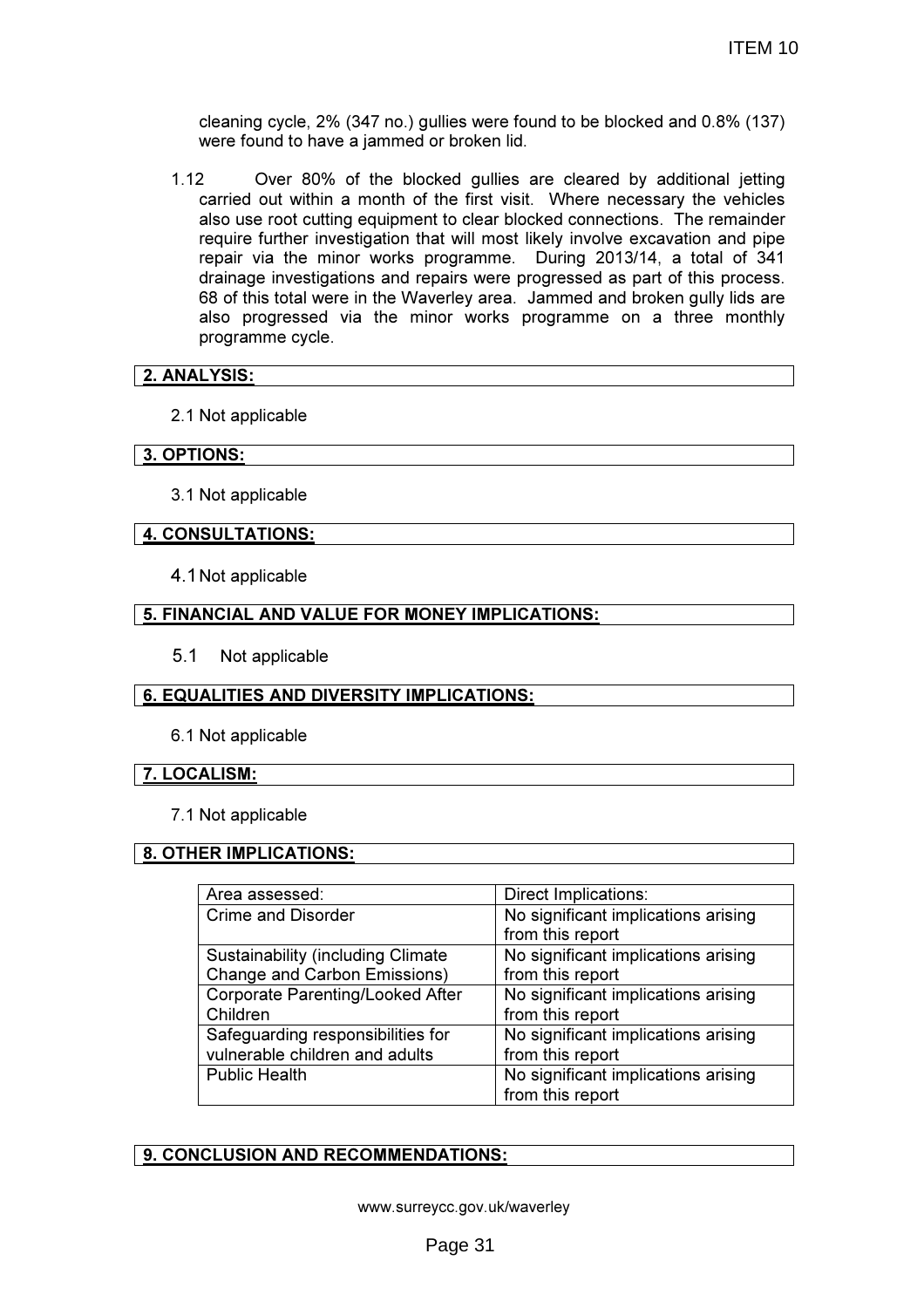cleaning cycle, 2% (347 no.) gullies were found to be blocked and 0.8% (137) were found to have a jammed or broken lid.

1.12 Over 80% of the blocked gullies are cleared by additional jetting carried out within a month of the first visit. Where necessary the vehicles also use root cutting equipment to clear blocked connections. The remainder require further investigation that will most likely involve excavation and pipe repair via the minor works programme. During 2013/14, a total of 341 drainage investigations and repairs were progressed as part of this process. 68 of this total were in the Waverley area. Jammed and broken gully lids are also progressed via the minor works programme on a three monthly programme cycle.

## 2. ANALYSIS:

2.1 Not applicable

## 3. OPTIONS:

3.1 Not applicable

## 4. CONSULTATIONS:

4.1 Not applicable

## 5. FINANCIAL AND VALUE FOR MONEY IMPLICATIONS:

5.1 Not applicable

## 6. EQUALITIES AND DIVERSITY IMPLICATIONS:

6.1 Not applicable

## 7. LOCALISM:

7.1 Not applicable

## 8. OTHER IMPLICATIONS:

| Area assessed: | Direct Implications: |
|---|---|
| Crime and Disorder | No significant implications arising from this report |
| Sustainability (including Climate Change and Carbon Emissions) | No significant implications arising from this report |
| Corporate Parenting/Looked After Children | No significant implications arising from this report |
| Safeguarding responsibilities for vulnerable children and adults | No significant implications arising from this report |
| Public Health | No significant implications arising from this report |

## 9. CONCLUSION AND RECOMMENDATIONS: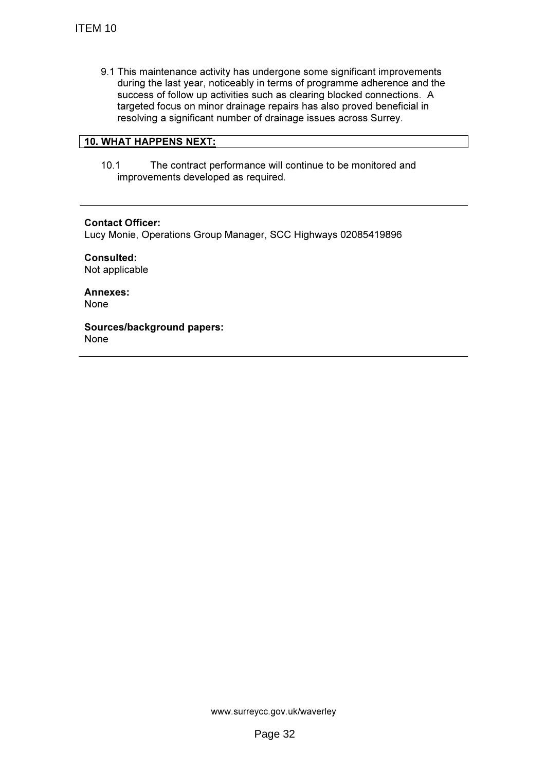9.1 This maintenance activity has undergone some significant improvements during the last year, noticeably in terms of programme adherence and the success of follow up activities such as clearing blocked connections. A targeted focus on minor drainage repairs has also proved beneficial in resolving a significant number of drainage issues across Surrey.

## 10. WHAT HAPPENS NEXT:

10.1 The contract performance will continue to be monitored and improvements developed as required.

---

**Contact Officer:**
Lucy Monie, Operations Group Manager, SCC Highways 02085419896

**Consulted:**
Not applicable

**Annexes:**
None

**Sources/background papers:**
None

---